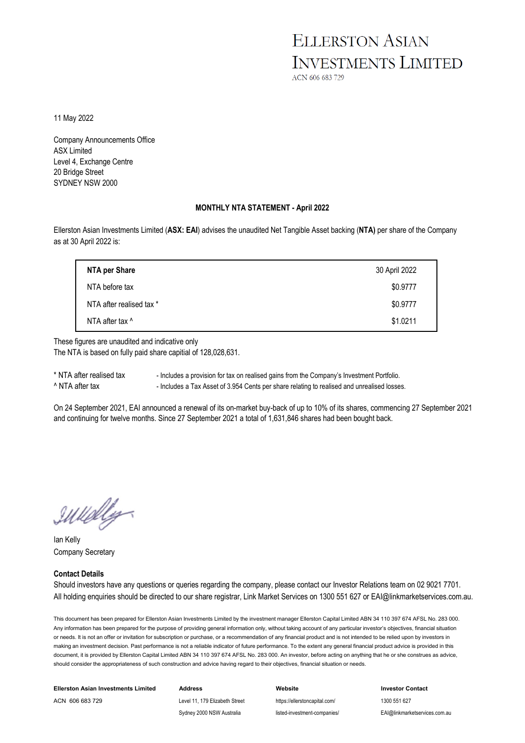# ELLERSTON ASIAN INVESTMENTS LIMITED

ACN 606 683 729

11 May 2022

Company Announcements Office
ASX Limited
Level 4, Exchange Centre
20 Bridge Street
SYDNEY NSW 2000

**MONTHLY NTA STATEMENT - April 2022**

Ellerston Asian Investments Limited (**ASX: EAI**) advises the unaudited Net Tangible Asset backing (**NTA)** per share of the Company as at 30 April 2022 is:

| **NTA per Share** | 30 April 2022 |
|---|---|
| NTA before tax | $0.9777 |
| NTA after realised tax * | $0.9777 |
| NTA after tax ^ | $1.0211 |

These figures are unaudited and indicative only
The NTA is based on fully paid share capital of 128,028,631.

* NTA after realised tax - Includes a provision for tax on realised gains from the Company's Investment Portfolio.
^ NTA after tax - Includes a Tax Asset of 3.954 Cents per share relating to realised and unrealised losses.

On 24 September 2021, EAI announced a renewal of its on-market buy-back of up to 10% of its shares, commencing 27 September 2021 and continuing for twelve months. Since 27 September 2021 a total of 1,631,846 shares had been bought back.

Ian Kelly
Company Secretary

**Contact Details**

Should investors have any questions or queries regarding the company, please contact our Investor Relations team on 02 9021 7701.
All holding enquiries should be directed to our share registrar, Link Market Services on 1300 551 627 or EAI@linkmarketservices.com.au.

This document has been prepared for Ellerston Asian Investments Limited by the investment manager Ellerston Capital Limited ABN 34 110 397 674 AFSL No. 283 000. Any information has been prepared for the purpose of providing general information only, without taking account of any particular investor's objectives, financial situation or needs. It is not an offer or invitation for subscription or purchase, or a recommendation of any financial product and is not intended to be relied upon by investors in making an investment decision. Past performance is not a reliable indicator of future performance. To the extent any general financial product advice is provided in this document, it is provided by Ellerston Capital Limited ABN 34 110 397 674 AFSL No. 283 000. An investor, before acting on anything that he or she construes as advice, should consider the appropriateness of such construction and advice having regard to their objectives, financial situation or needs.

| **Ellerston Asian Investments Limited** | **Address** | **Website** | **Investor Contact** |
|---|---|---|---|
| ACN 606 683 729 | Level 11, 179 Elizabeth Street | https://ellerstoncapital.com/ | 1300 551 627 |
| | Sydney 2000 NSW Australia | listed-investment-companies/ | EAI@linkmarketservices.com.au |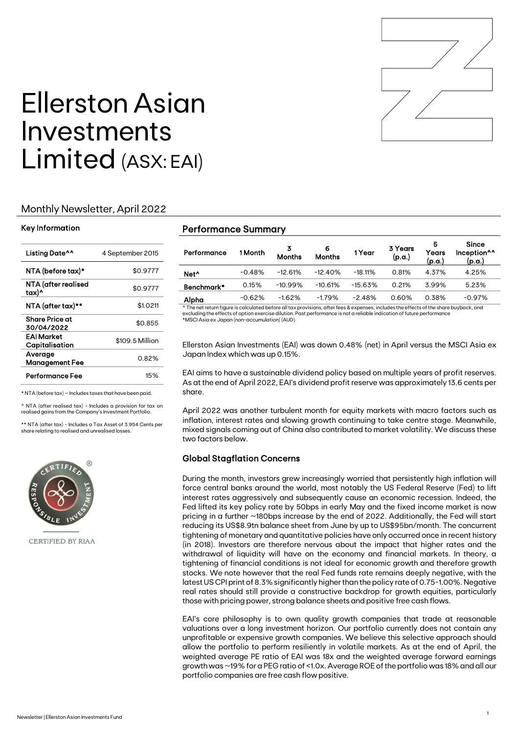# Ellerston Asian Investments Limited (ASX: EAI)

## Monthly Newsletter, April 2022

### Key Information

| Key Information | |
|---|---|
| Listing Date^^ | 4 September 2015 |
| NTA (before tax)* | $0.9777 |
| NTA (after realised tax)^ | $0.9777 |
| NTA (after tax)** | $1.0211 |
| Share Price at 30/04/2022 | $0.855 |
| EAI Market Capitalisation | $109.5 Million |
| Average Management Fee | 0.82% |
| Performance Fee | 15% |

* NTA (before tax) – Includes taxes that have been paid.

^ NTA (after realised tax) - Includes a provision for tax on realised gains from the Company's Investment Portfolio.

** NTA (after tax) - Includes a Tax Asset of 3.954 Cents per share relating to realised and unrealised losses.

CERTIFIED BY RIAA

### Performance Summary

| Performance | 1 Month | 3 Months | 6 Months | 1 Year | 3 Years (p.a.) | 5 Years (p.a.) | Since Inception^^ (p.a.) |
|---|---|---|---|---|---|---|---|
| Net^ | -0.48% | -12.61% | -12.40% | -18.11% | 0.81% | 4.37% | 4.25% |
| Benchmark* | 0.15% | -10.99% | -10.61% | -15.63% | 0.21% | 3.99% | 5.23% |
| Alpha | -0.62% | -1.62% | -1.79% | -2.48% | 0.60% | 0.38% | -0.97% |

^ The net return figure is calculated before all tax provisions, after fees & expenses, includes the effects of the share buyback, and excluding the effects of option exercise dilution. Past performance is not a reliable indication of future performance
*MSCI Asia ex Japan (non-accumulation) (AUD)

Ellerston Asian Investments (EAI) was down 0.48% (net) in April versus the MSCI Asia ex Japan Index which was up 0.15%.

EAI aims to have a sustainable dividend policy based on multiple years of profit reserves. As at the end of April 2022, EAI's dividend profit reserve was approximately 13.6 cents per share.

April 2022 was another turbulent month for equity markets with macro factors such as inflation, interest rates and slowing growth continuing to take centre stage. Meanwhile, mixed signals coming out of China also contributed to market volatility. We discuss these two factors below.

### Global Stagflation Concerns

During the month, investors grew increasingly worried that persistently high inflation will force central banks around the world, most notably the US Federal Reserve (Fed) to lift interest rates aggressively and subsequently cause an economic recession. Indeed, the Fed lifted its key policy rate by 50bps in early May and the fixed income market is now pricing in a further ~180bps increase by the end of 2022. Additionally, the Fed will start reducing its US$8.9tn balance sheet from June by up to US$95bn/month. The concurrent tightening of monetary and quantitative policies have only occurred once in recent history (in 2018). Investors are therefore nervous about the impact that higher rates and the withdrawal of liquidity will have on the economy and financial markets. In theory, a tightening of financial conditions is not ideal for economic growth and therefore growth stocks. We note however that the real Fed funds rate remains deeply negative, with the latest US CPI print of 8.3% significantly higher than the policy rate of 0.75-1.00%. Negative real rates should still provide a constructive backdrop for growth equities, particularly those with pricing power, strong balance sheets and positive free cash flows.

EAI's core philosophy is to own quality growth companies that trade at reasonable valuations over a long investment horizon. Our portfolio currently does not contain any unprofitable or expensive growth companies. We believe this selective approach should allow the portfolio to perform resiliently in volatile markets. As at the end of April, the weighted average PE ratio of EAI was 18x and the weighted average forward earnings growth was ~19% for a PEG ratio of <1.0x. Average ROE of the portfolio was 18% and all our portfolio companies are free cash flow positive.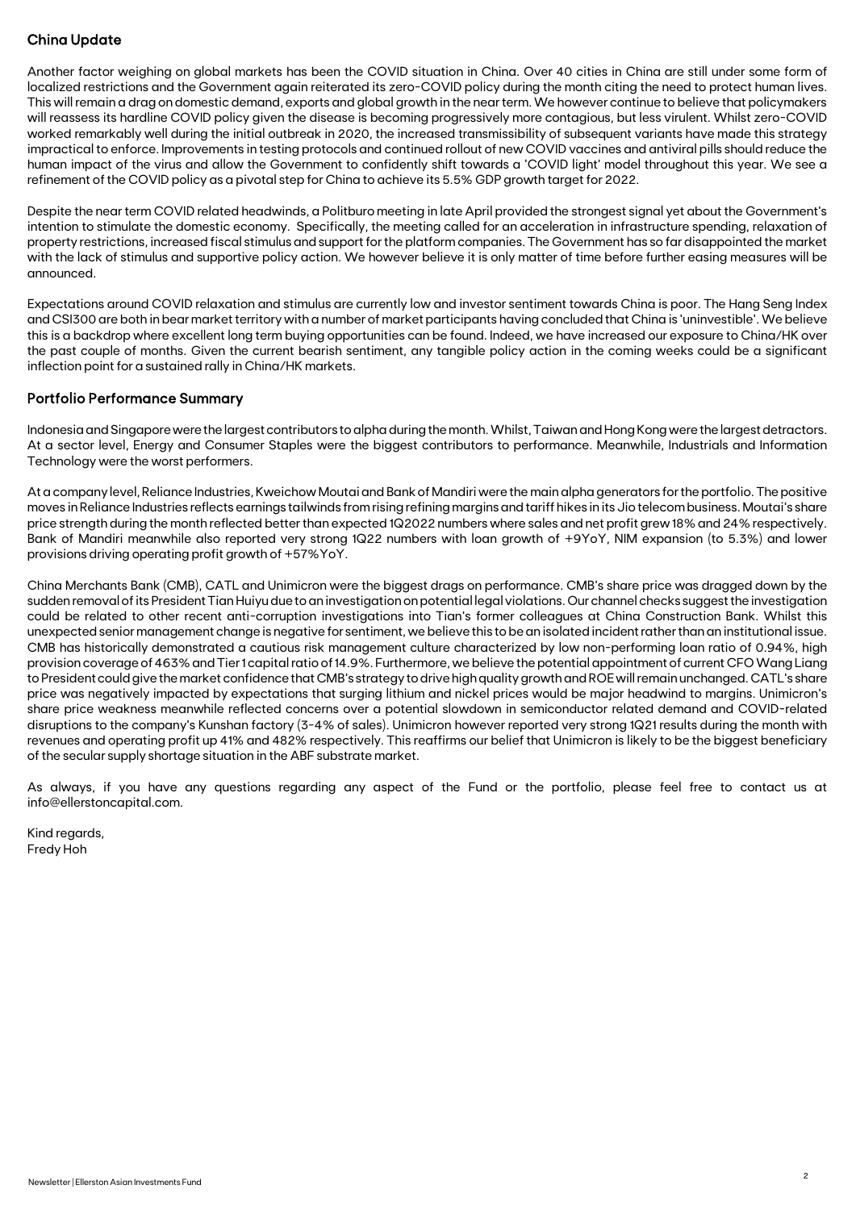## China Update

Another factor weighing on global markets has been the COVID situation in China. Over 40 cities in China are still under some form of localized restrictions and the Government again reiterated its zero-COVID policy during the month citing the need to protect human lives. This will remain a drag on domestic demand, exports and global growth in the near term. We however continue to believe that policymakers will reassess its hardline COVID policy given the disease is becoming progressively more contagious, but less virulent. Whilst zero-COVID worked remarkably well during the initial outbreak in 2020, the increased transmissibility of subsequent variants have made this strategy impractical to enforce. Improvements in testing protocols and continued rollout of new COVID vaccines and antiviral pills should reduce the human impact of the virus and allow the Government to confidently shift towards a 'COVID light' model throughout this year. We see a refinement of the COVID policy as a pivotal step for China to achieve its 5.5% GDP growth target for 2022.

Despite the near term COVID related headwinds, a Politburo meeting in late April provided the strongest signal yet about the Government's intention to stimulate the domestic economy. Specifically, the meeting called for an acceleration in infrastructure spending, relaxation of property restrictions, increased fiscal stimulus and support for the platform companies. The Government has so far disappointed the market with the lack of stimulus and supportive policy action. We however believe it is only matter of time before further easing measures will be announced.

Expectations around COVID relaxation and stimulus are currently low and investor sentiment towards China is poor. The Hang Seng Index and CSI300 are both in bear market territory with a number of market participants having concluded that China is 'uninvestible'. We believe this is a backdrop where excellent long term buying opportunities can be found. Indeed, we have increased our exposure to China/HK over the past couple of months. Given the current bearish sentiment, any tangible policy action in the coming weeks could be a significant inflection point for a sustained rally in China/HK markets.

## Portfolio Performance Summary

Indonesia and Singapore were the largest contributors to alpha during the month. Whilst, Taiwan and Hong Kong were the largest detractors. At a sector level, Energy and Consumer Staples were the biggest contributors to performance. Meanwhile, Industrials and Information Technology were the worst performers.

At a company level, Reliance Industries, Kweichow Moutai and Bank of Mandiri were the main alpha generators for the portfolio. The positive moves in Reliance Industries reflects earnings tailwinds from rising refining margins and tariff hikes in its Jio telecom business. Moutai's share price strength during the month reflected better than expected 1Q2022 numbers where sales and net profit grew 18% and 24% respectively. Bank of Mandiri meanwhile also reported very strong 1Q22 numbers with loan growth of +9YoY, NIM expansion (to 5.3%) and lower provisions driving operating profit growth of +57%YoY.

China Merchants Bank (CMB), CATL and Unimicron were the biggest drags on performance. CMB's share price was dragged down by the sudden removal of its President Tian Huiyu due to an investigation on potential legal violations. Our channel checks suggest the investigation could be related to other recent anti-corruption investigations into Tian's former colleagues at China Construction Bank. Whilst this unexpected senior management change is negative for sentiment, we believe this to be an isolated incident rather than an institutional issue. CMB has historically demonstrated a cautious risk management culture characterized by low non-performing loan ratio of 0.94%, high provision coverage of 463% and Tier 1 capital ratio of 14.9%. Furthermore, we believe the potential appointment of current CFO Wang Liang to President could give the market confidence that CMB's strategy to drive high quality growth and ROE will remain unchanged. CATL's share price was negatively impacted by expectations that surging lithium and nickel prices would be major headwind to margins. Unimicron's share price weakness meanwhile reflected concerns over a potential slowdown in semiconductor related demand and COVID-related disruptions to the company's Kunshan factory (3-4% of sales). Unimicron however reported very strong 1Q21 results during the month with revenues and operating profit up 41% and 482% respectively. This reaffirms our belief that Unimicron is likely to be the biggest beneficiary of the secular supply shortage situation in the ABF substrate market.

As always, if you have any questions regarding any aspect of the Fund or the portfolio, please feel free to contact us at info@ellerstoncapital.com.

Kind regards,
Fredy Hoh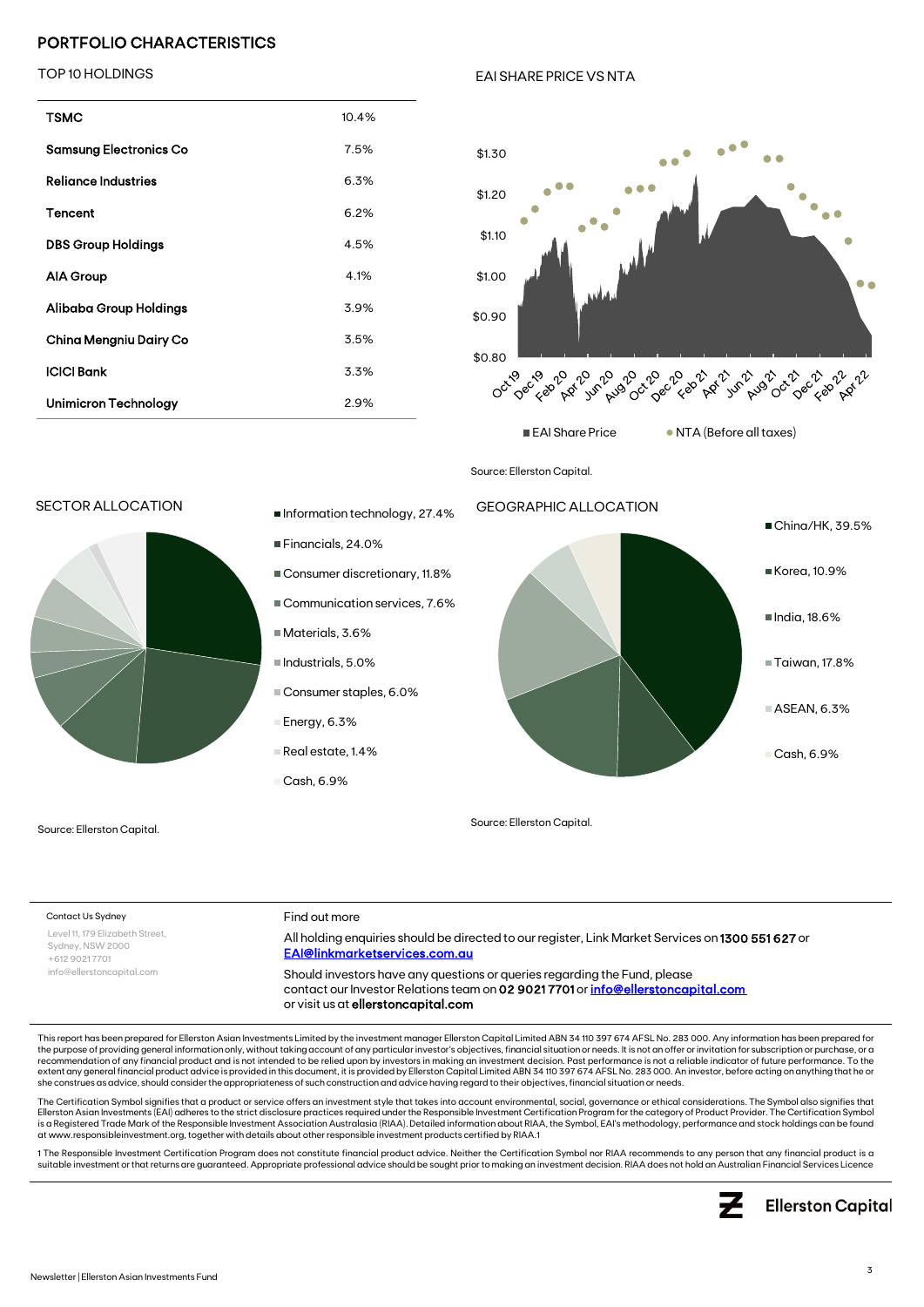## PORTFOLIO CHARACTERISTICS

### TOP 10 HOLDINGS

| | |
|---|---|
| **TSMC** | 10.4% |
| **Samsung Electronics Co** | 7.5% |
| **Reliance Industries** | 6.3% |
| **Tencent** | 6.2% |
| **DBS Group Holdings** | 4.5% |
| **AIA Group** | 4.1% |
| **Alibaba Group Holdings** | 3.9% |
| **China Mengniu Dairy Co** | 3.5% |
| **ICICI Bank** | 3.3% |
| **Unimicron Technology** | 2.9% |

### EAI SHARE PRICE VS NTA

$1.30
$1.20
$1.10
$1.00
$0.90
$0.80

Oct19 Dec19 Feb20 Apr20 Jun20 Aug20 Oct20 Dec20 Feb21 Apr21 Jun21 Aug21 Oct21 Dec21 Feb22 Apr22

EAI Share Price ● NTA (Before all taxes)

Source: Ellerston Capital.

### SECTOR ALLOCATION

Information technology, 27.4%
Financials, 24.0%
Consumer discretionary, 11.8%
Communication services, 7.6%
Materials, 3.6%
Industrials, 5.0%
Consumer staples, 6.0%
Energy, 6.3%
Real estate, 1.4%
Cash, 6.9%

Source: Ellerston Capital.

### GEOGRAPHIC ALLOCATION

China/HK, 39.5%
Korea, 10.9%
India, 18.6%
Taiwan, 17.8%
ASEAN, 6.3%
Cash, 6.9%

Source: Ellerston Capital.

Contact Us Sydney

Level 11, 179 Elizabeth Street,
Sydney, NSW 2000
+612 9021 7701
info@ellerstoncapital.com

Find out more

All holding enquiries should be directed to our register, Link Market Services on **1300 551 627** or **EAI@linkmarketservices.com.au**

Should investors have any questions or queries regarding the Fund, please contact our Investor Relations team on **02 9021 7701** or **info@ellerstoncapital.com** or visit us at **ellerstoncapital.com**

This report has been prepared for Ellerston Asian Investments Limited by the investment manager Ellerston Capital Limited ABN 34 110 397 674 AFSL No. 283 000. Any information has been prepared for the purpose of providing general information only, without taking account of any particular investor's objectives, financial situation or needs. It is not an offer or invitation for subscription or purchase, or a recommendation of any financial product and is not intended to be relied upon by investors in making an investment decision. Past performance is not a reliable indicator of future performance. To the extent any general financial product advice is provided in this document, it is provided by Ellerston Capital Limited ABN 34 110 397 674 AFSL No. 283 000. An investor, before acting on anything that he or she construes as advice, should consider the appropriateness of such construction and advice having regard to their objectives, financial situation or needs.

The Certification Symbol signifies that a product or service offers an investment style that takes into account environmental, social, governance or ethical considerations. The Symbol also signifies that Ellerston Asian Investments (EAI) adheres to the strict disclosure practices required under the Responsible Investment Certification Program for the category of Product Provider. The Certification Symbol is a Registered Trade Mark of the Responsible Investment Association Australasia (RIAA). Detailed information about RIAA, the Symbol, EAI's methodology, performance and stock holdings can be found at www.responsibleinvestment.org, together with details about other responsible investment products certified by RIAA.1

1 The Responsible Investment Certification Program does not constitute financial product advice. Neither the Certification Symbol nor RIAA recommends to any person that any financial product is a suitable investment or that returns are guaranteed. Appropriate professional advice should be sought prior to making an investment decision. RIAA does not hold an Australian Financial Services Licence

Ellerston Capital